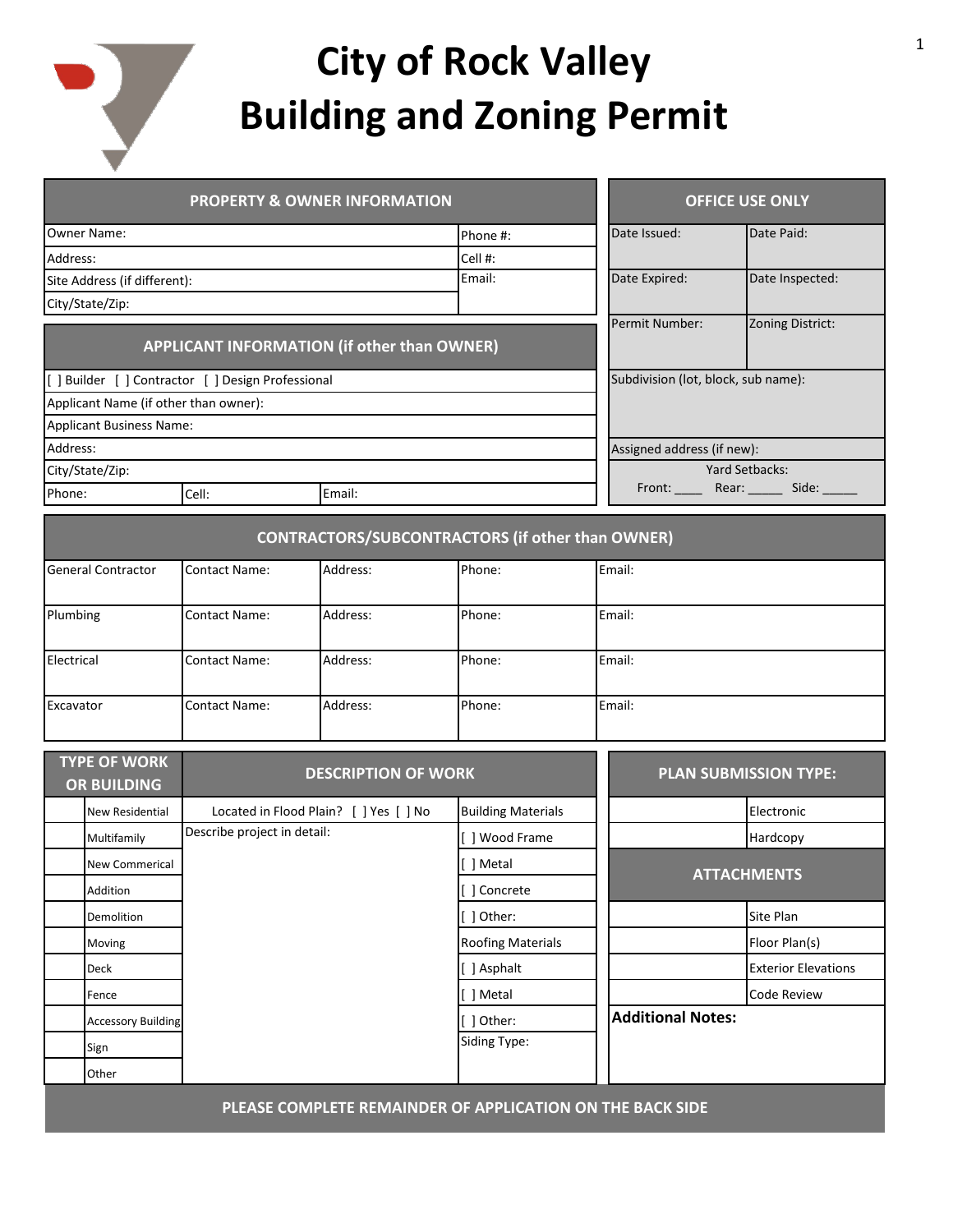# City of Rock Valley
# Building and Zoning Permit

| PROPERTY & OWNER INFORMATION | |
|---|---|
| Owner Name: | Phone #: |
| Address: | Cell #: |
| Site Address (if different): | Email: |
| City/State/Zip: | |

| OFFICE USE ONLY | |
|---|---|
| Date Issued: | Date Paid: |
| Date Expired: | Date Inspected: |
| Permit Number: | Zoning District: |
| Subdivision (lot, block, sub name): | |
| Assigned address (if new): | |
| Yard Setbacks: Front: ____ Rear: _____ Side: _____ | |

| APPLICANT INFORMATION (if other than OWNER) | | |
|---|---|---|
| [ ] Builder [ ] Contractor [ ] Design Professional | | |
| Applicant Name (if other than owner): | | |
| Applicant Business Name: | | |
| Address: | | |
| City/State/Zip: | | |
| Phone: | Cell: | Email: |

| CONTRACTORS/SUBCONTRACTORS (if other than OWNER) | | | | |
|---|---|---|---|---|
| General Contractor | Contact Name: | Address: | Phone: | Email: |
| Plumbing | Contact Name: | Address: | Phone: | Email: |
| Electrical | Contact Name: | Address: | Phone: | Email: |
| Excavator | Contact Name: | Address: | Phone: | Email: |

| TYPE OF WORK OR BUILDING | | DESCRIPTION OF WORK | |
|---|---|---|---|
| | New Residential | Located in Flood Plain? [ ] Yes [ ] No | Building Materials |
| | Multifamily | Describe project in detail: | [ ] Wood Frame |
| | New Commerical | | [ ] Metal |
| | Addition | | [ ] Concrete |
| | Demolition | | [ ] Other: |
| | Moving | | Roofing Materials |
| | Deck | | [ ] Asphalt |
| | Fence | | [ ] Metal |
| | Accessory Building | | [ ] Other: |
| | Sign | | Siding Type: |
| | Other | | |

| PLAN SUBMISSION TYPE: | |
|---|---|
| | Electronic |
| | Hardcopy |

| ATTACHMENTS | |
|---|---|
| | Site Plan |
| | Floor Plan(s) |
| | Exterior Elevations |
| | Code Review |

**Additional Notes:**

**PLEASE COMPLETE REMAINDER OF APPLICATION ON THE BACK SIDE**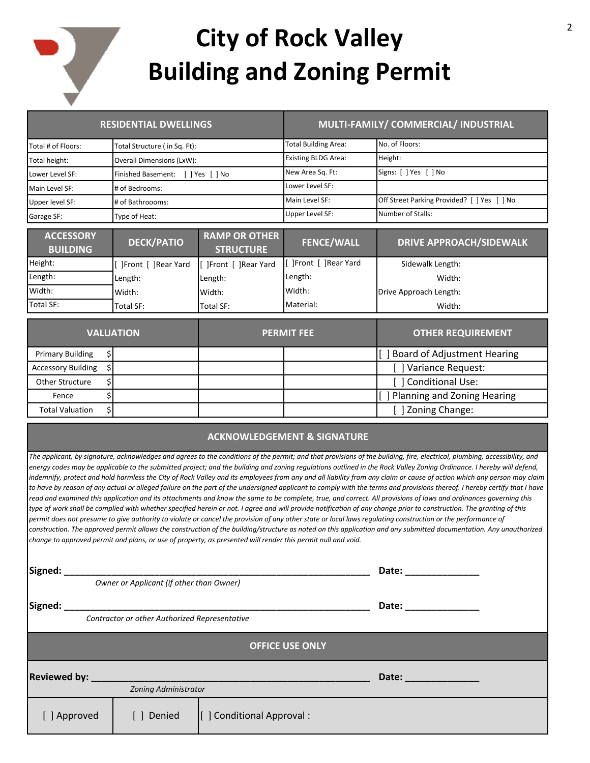# City of Rock Valley
# Building and Zoning Permit

| RESIDENTIAL DWELLINGS | | MULTI-FAMILY/ COMMERCIAL/ INDUSTRIAL | |
|---|---|---|---|
| Total # of Floors: | Total Structure ( in Sq. Ft): | Total Building Area: | No. of Floors: |
| Total height: | Overall Dimensions (LxW): | Existing BLDG Area: | Height: |
| Lower Level SF: | Finished Basement: [ ] Yes [ ] No | New Area Sq. Ft: | Signs: [ ] Yes [ ] No |
| Main Level SF: | # of Bedrooms: | Lower Level SF: | |
| Upper level SF: | # of Bathroooms: | Main Level SF: | Off Street Parking Provided? [ ] Yes [ ] No |
| Garage SF: | Type of Heat: | Upper Level SF: | Number of Stalls: |

| ACCESSORY BUILDING | DECK/PATIO | RAMP OR OTHER STRUCTURE | FENCE/WALL | DRIVE APPROACH/SIDEWALK |
|---|---|---|---|---|
| Height: | [ ]Front [ ]Rear Yard | [ ]Front [ ]Rear Yard | [ ]Front [ ]Rear Yard | Sidewalk Length: |
| Length: | Length: | Length: | Length: | Width: |
| Width: | Width: | Width: | Width: | Drive Approach Length: |
| Total SF: | Total SF: | Total SF: | Material: | Width: |

| VALUATION | | PERMIT FEE | | OTHER REQUIREMENT |
|---|---|---|---|---|
| Primary Building | $ | | | [ ] Board of Adjustment Hearing |
| Accessory Building | $ | | | [ ] Variance Request: |
| Other Structure | $ | | | [ ] Conditional Use: |
| Fence | $ | | | [ ] Planning and Zoning Hearing |
| Total Valuation | $ | | | [ ] Zoning Change: |

## ACKNOWLEDGEMENT & SIGNATURE

*The applicant, by signature, acknowledges and agrees to the conditions of the permit; and that provisions of the building, fire, electrical, plumbing, accessibility, and energy codes may be applicable to the submitted project; and the building and zoning regulations outlined in the Rock Valley Zoning Ordinance. I hereby will defend, indemnify, protect and hold harmless the City of Rock Valley and its employees from any and all liability from any claim or cause of action which any person may claim to have by reason of any actual or alleged failure on the part of the undersigned applicant to comply with the terms and provisions thereof. I hereby certify that I have read and examined this application and its attachments and know the same to be complete, true, and correct. All provisions of laws and ordinances governing this type of work shall be complied with whether specified herein or not. I agree and will provide notification of any change prior to construction. The granting of this permit does not presume to give authority to violate or cancel the provision of any other state or local laws regulating construction or the performance of construction. The approved permit allows the construction of the building/structure as noted on this application and any submitted documentation. Any unauthorized change to approved permit and plans, or use of property, as presented will render this permit null and void.*

**Signed:** _______________________________________________ **Date:** ______________
*Owner or Applicant (if other than Owner)*

**Signed:** _______________________________________________ **Date:** ______________
*Contractor or other Authorized Representative*

## OFFICE USE ONLY

**Reviewed by:** __________________________________________ **Date:** ______________
*Zoning Administrator*

| | | |
|---|---|---|
| [ ] Approved | [ ] Denied | [ ] Conditional Approval : |